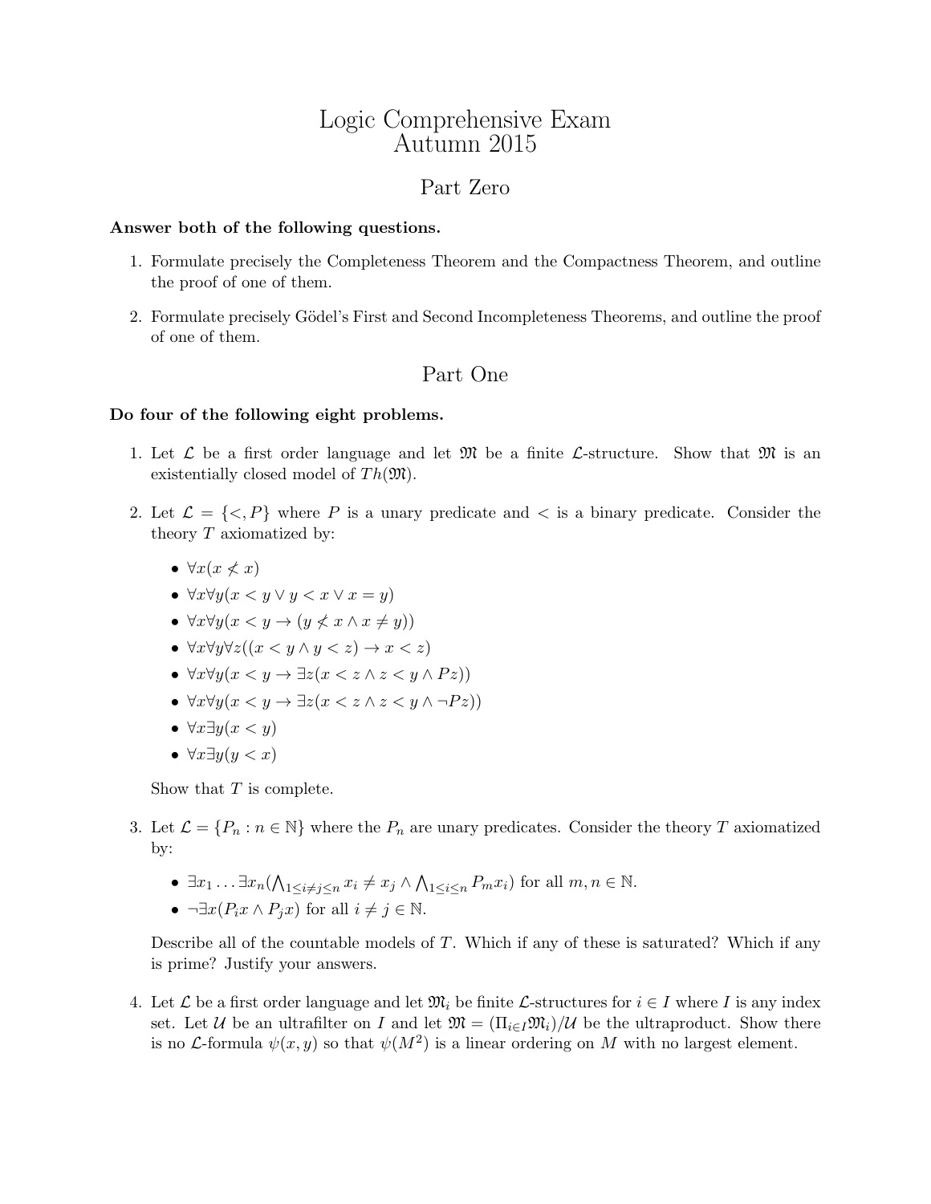# Logic Comprehensive Exam
# Autumn 2015

## Part Zero

**Answer both of the following questions.**

1. Formulate precisely the Completeness Theorem and the Compactness Theorem, and outline the proof of one of them.

2. Formulate precisely Gödel's First and Second Incompleteness Theorems, and outline the proof of one of them.

## Part One

**Do four of the following eight problems.**

1. Let $\mathcal{L}$ be a first order language and let $\mathfrak{M}$ be a finite $\mathcal{L}$-structure. Show that $\mathfrak{M}$ is an existentially closed model of $Th(\mathfrak{M})$.

2. Let $\mathcal{L} = \{<, P\}$ where $P$ is a unary predicate and $<$ is a binary predicate. Consider the theory $T$ axiomatized by:

   - $\forall x(x \not< x)$
   - $\forall x \forall y(x < y \vee y < x \vee x = y)$
   - $\forall x \forall y(x < y \rightarrow (y \not< x \wedge x \neq y))$
   - $\forall x \forall y \forall z((x < y \wedge y < z) \rightarrow x < z)$
   - $\forall x \forall y(x < y \rightarrow \exists z(x < z \wedge z < y \wedge Pz))$
   - $\forall x \forall y(x < y \rightarrow \exists z(x < z \wedge z < y \wedge \neg Pz))$
   - $\forall x \exists y(x < y)$
   - $\forall x \exists y(y < x)$

   Show that $T$ is complete.

3. Let $\mathcal{L} = \{P_n : n \in \mathbb{N}\}$ where the $P_n$ are unary predicates. Consider the theory $T$ axiomatized by:

   - $\exists x_1 \ldots \exists x_n (\bigwedge_{1 \leq i \neq j \leq n} x_i \neq x_j \wedge \bigwedge_{1 \leq i \leq n} P_m x_i)$ for all $m, n \in \mathbb{N}$.
   - $\neg \exists x(P_i x \wedge P_j x)$ for all $i \neq j \in \mathbb{N}$.

   Describe all of the countable models of $T$. Which if any of these is saturated? Which if any is prime? Justify your answers.

4. Let $\mathcal{L}$ be a first order language and let $\mathfrak{M}_i$ be finite $\mathcal{L}$-structures for $i \in I$ where $I$ is any index set. Let $\mathcal{U}$ be an ultrafilter on $I$ and let $\mathfrak{M} = (\Pi_{i \in I} \mathfrak{M}_i)/\mathcal{U}$ be the ultraproduct. Show there is no $\mathcal{L}$-formula $\psi(x, y)$ so that $\psi(M^2)$ is a linear ordering on $M$ with no largest element.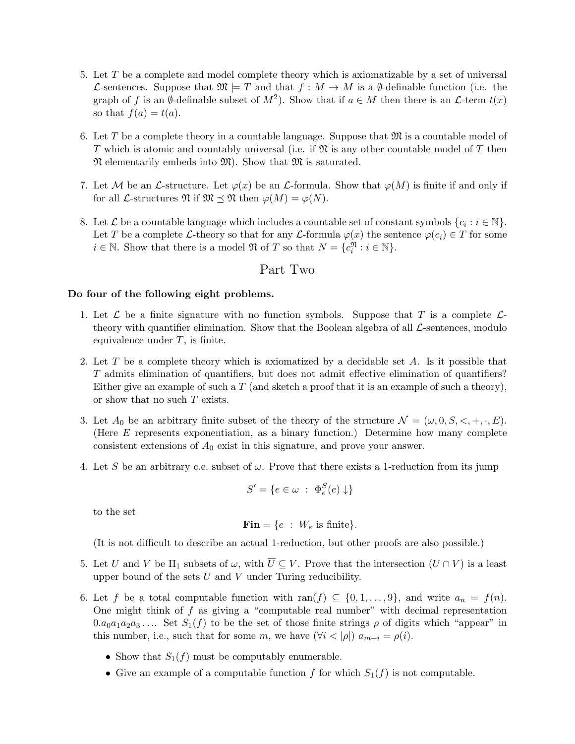5. Let $T$ be a complete and model complete theory which is axiomatizable by a set of universal $\mathcal{L}$-sentences. Suppose that $\mathfrak{M} \models T$ and that $f : M \to M$ is a $\emptyset$-definable function (i.e. the graph of $f$ is an $\emptyset$-definable subset of $M^2$). Show that if $a \in M$ then there is an $\mathcal{L}$-term $t(x)$ so that $f(a) = t(a)$.

6. Let $T$ be a complete theory in a countable language. Suppose that $\mathfrak{M}$ is a countable model of $T$ which is atomic and countably universal (i.e. if $\mathfrak{N}$ is any other countable model of $T$ then $\mathfrak{N}$ elementarily embeds into $\mathfrak{M}$). Show that $\mathfrak{M}$ is saturated.

7. Let $\mathcal{M}$ be an $\mathcal{L}$-structure. Let $\varphi(x)$ be an $\mathcal{L}$-formula. Show that $\varphi(M)$ is finite if and only if for all $\mathcal{L}$-structures $\mathfrak{N}$ if $\mathfrak{M} \preceq \mathfrak{N}$ then $\varphi(M) = \varphi(N)$.

8. Let $\mathcal{L}$ be a countable language which includes a countable set of constant symbols $\{c_i : i \in \mathbb{N}\}$. Let $T$ be a complete $\mathcal{L}$-theory so that for any $\mathcal{L}$-formula $\varphi(x)$ the sentence $\varphi(c_i) \in T$ for some $i \in \mathbb{N}$. Show that there is a model $\mathfrak{N}$ of $T$ so that $N = \{c_i^{\mathfrak{N}} : i \in \mathbb{N}\}$.

## Part Two

**Do four of the following eight problems.**

1. Let $\mathcal{L}$ be a finite signature with no function symbols. Suppose that $T$ is a complete $\mathcal{L}$-theory with quantifier elimination. Show that the Boolean algebra of all $\mathcal{L}$-sentences, modulo equivalence under $T$, is finite.

2. Let $T$ be a complete theory which is axiomatized by a decidable set $A$. Is it possible that $T$ admits elimination of quantifiers, but does not admit effective elimination of quantifiers? Either give an example of such a $T$ (and sketch a proof that it is an example of such a theory), or show that no such $T$ exists.

3. Let $A_0$ be an arbitrary finite subset of the theory of the structure $\mathcal{N} = (\omega, 0, S, <, +, \cdot, E)$. (Here $E$ represents exponentiation, as a binary function.) Determine how many complete consistent extensions of $A_0$ exist in this signature, and prove your answer.

4. Let $S$ be an arbitrary c.e. subset of $\omega$. Prove that there exists a 1-reduction from its jump

$$S' = \{e \in \omega \ : \ \Phi_e^S(e) \downarrow\}$$

to the set

$$\mathbf{Fin} = \{e \ : \ W_e \text{ is finite}\}.$$

(It is not difficult to describe an actual 1-reduction, but other proofs are also possible.)

5. Let $U$ and $V$ be $\Pi_1$ subsets of $\omega$, with $\overline{U} \subseteq V$. Prove that the intersection $(U \cap V)$ is a least upper bound of the sets $U$ and $V$ under Turing reducibility.

6. Let $f$ be a total computable function with $\operatorname{ran}(f) \subseteq \{0, 1, \ldots, 9\}$, and write $a_n = f(n)$. One might think of $f$ as giving a "computable real number" with decimal representation $0.a_0a_1a_2a_3\ldots$. Set $S_1(f)$ to be the set of those finite strings $\rho$ of digits which "appear" in this number, i.e., such that for some $m$, we have $(\forall i < |\rho|)\ a_{m+i} = \rho(i)$.

   - Show that $S_1(f)$ must be computably enumerable.
   - Give an example of a computable function $f$ for which $S_1(f)$ is not computable.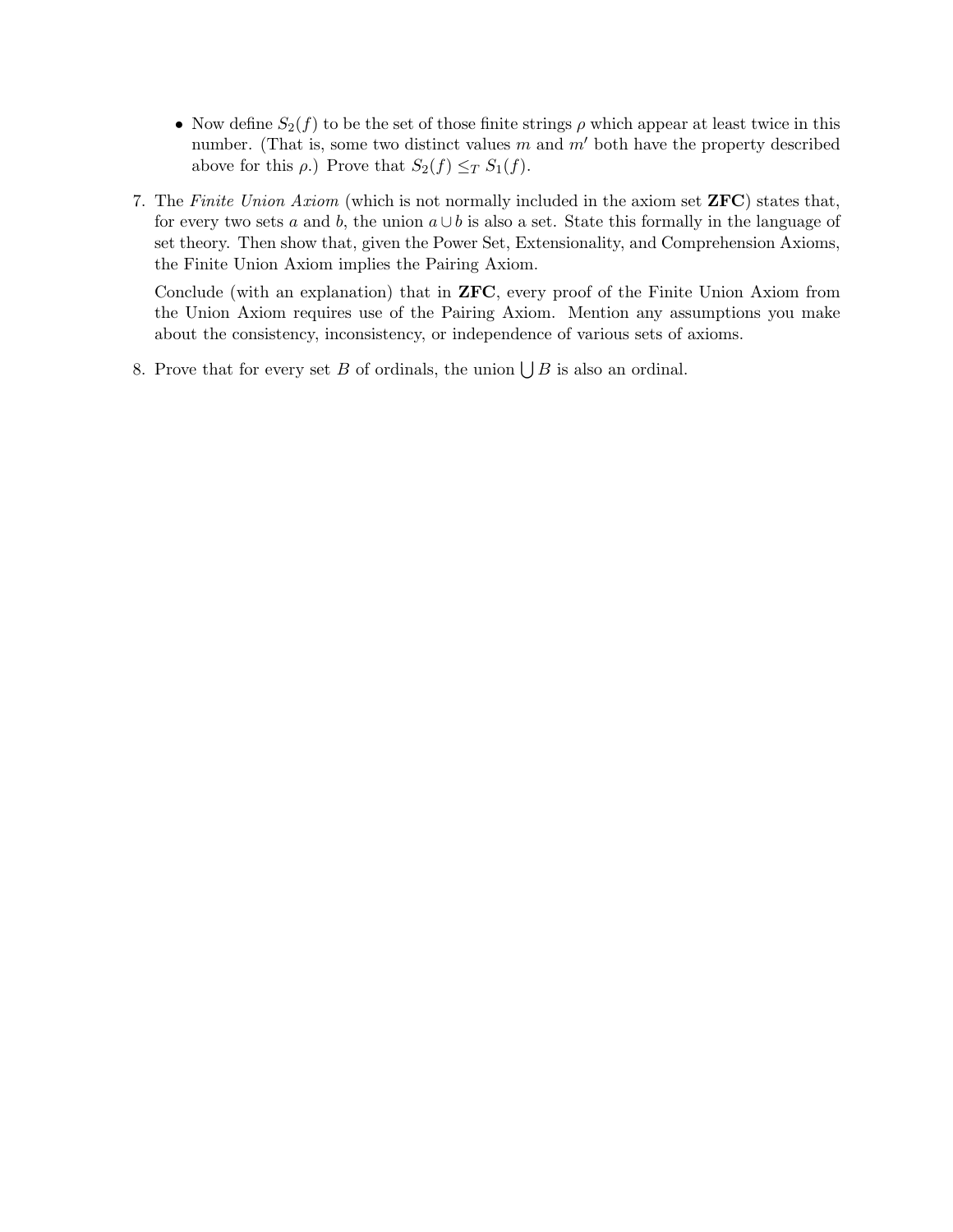- Now define $S_2(f)$ to be the set of those finite strings $\rho$ which appear at least twice in this number. (That is, some two distinct values $m$ and $m'$ both have the property described above for this $\rho$.) Prove that $S_2(f) \leq_T S_1(f)$.

7. The *Finite Union Axiom* (which is not normally included in the axiom set **ZFC**) states that, for every two sets $a$ and $b$, the union $a \cup b$ is also a set. State this formally in the language of set theory. Then show that, given the Power Set, Extensionality, and Comprehension Axioms, the Finite Union Axiom implies the Pairing Axiom.

   Conclude (with an explanation) that in **ZFC**, every proof of the Finite Union Axiom from the Union Axiom requires use of the Pairing Axiom. Mention any assumptions you make about the consistency, inconsistency, or independence of various sets of axioms.

8. Prove that for every set $B$ of ordinals, the union $\bigcup B$ is also an ordinal.